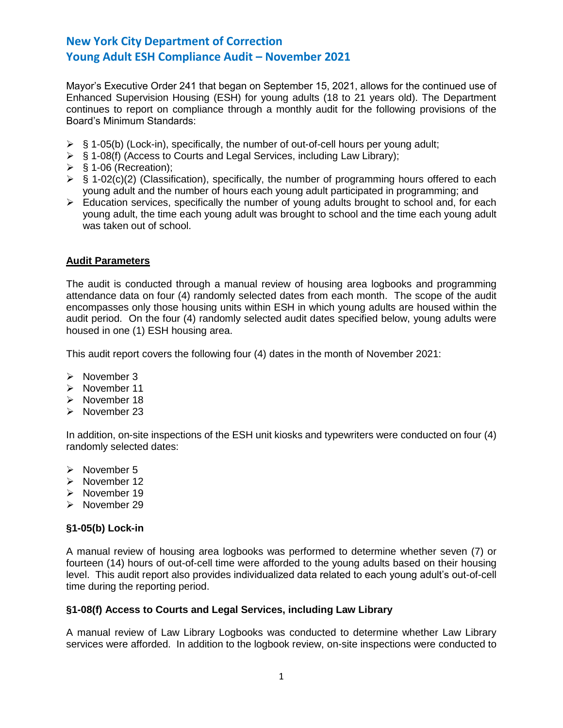# New York City Department of Correction
# Young Adult ESH Compliance Audit – November 2021

Mayor's Executive Order 241 that began on September 15, 2021, allows for the continued use of Enhanced Supervision Housing (ESH) for young adults (18 to 21 years old). The Department continues to report on compliance through a monthly audit for the following provisions of the Board's Minimum Standards:

- § 1-05(b) (Lock-in), specifically, the number of out-of-cell hours per young adult;
- § 1-08(f) (Access to Courts and Legal Services, including Law Library);
- § 1-06 (Recreation);
- § 1-02(c)(2) (Classification), specifically, the number of programming hours offered to each young adult and the number of hours each young adult participated in programming; and
- Education services, specifically the number of young adults brought to school and, for each young adult, the time each young adult was brought to school and the time each young adult was taken out of school.

## Audit Parameters

The audit is conducted through a manual review of housing area logbooks and programming attendance data on four (4) randomly selected dates from each month. The scope of the audit encompasses only those housing units within ESH in which young adults are housed within the audit period. On the four (4) randomly selected audit dates specified below, young adults were housed in one (1) ESH housing area.

This audit report covers the following four (4) dates in the month of November 2021:

- November 3
- November 11
- November 18
- November 23

In addition, on-site inspections of the ESH unit kiosks and typewriters were conducted on four (4) randomly selected dates:

- November 5
- November 12
- November 19
- November 29

### §1-05(b) Lock-in

A manual review of housing area logbooks was performed to determine whether seven (7) or fourteen (14) hours of out-of-cell time were afforded to the young adults based on their housing level. This audit report also provides individualized data related to each young adult's out-of-cell time during the reporting period.

### §1-08(f) Access to Courts and Legal Services, including Law Library

A manual review of Law Library Logbooks was conducted to determine whether Law Library services were afforded. In addition to the logbook review, on-site inspections were conducted to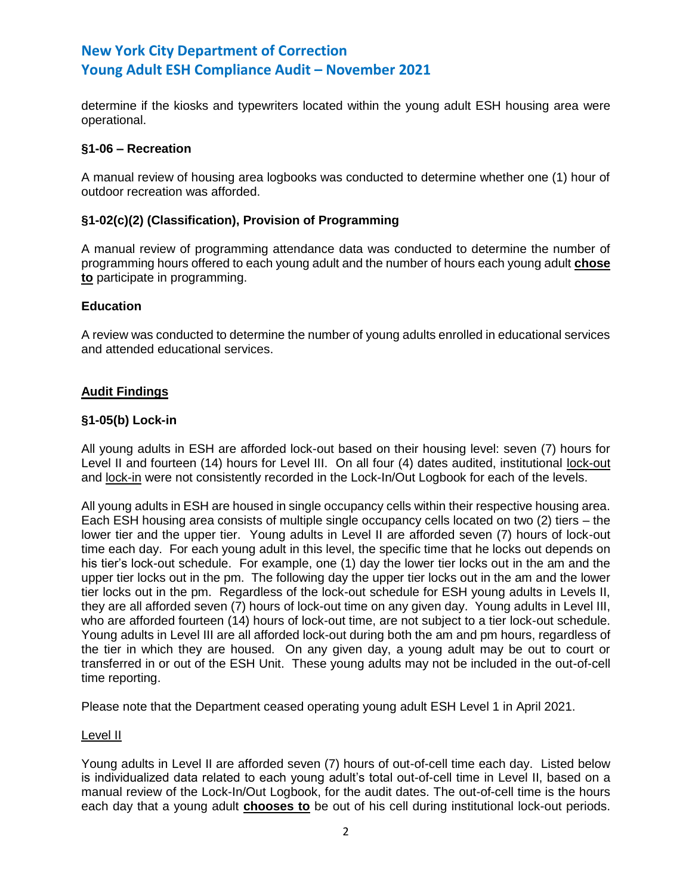determine if the kiosks and typewriters located within the young adult ESH housing area were operational.

### §1-06 – Recreation

A manual review of housing area logbooks was conducted to determine whether one (1) hour of outdoor recreation was afforded.

### §1-02(c)(2) (Classification), Provision of Programming

A manual review of programming attendance data was conducted to determine the number of programming hours offered to each young adult and the number of hours each young adult **chose to** participate in programming.

### Education

A review was conducted to determine the number of young adults enrolled in educational services and attended educational services.

## Audit Findings

### §1-05(b) Lock-in

All young adults in ESH are afforded lock-out based on their housing level: seven (7) hours for Level II and fourteen (14) hours for Level III. On all four (4) dates audited, institutional lock-out and lock-in were not consistently recorded in the Lock-In/Out Logbook for each of the levels.

All young adults in ESH are housed in single occupancy cells within their respective housing area. Each ESH housing area consists of multiple single occupancy cells located on two (2) tiers – the lower tier and the upper tier. Young adults in Level II are afforded seven (7) hours of lock-out time each day. For each young adult in this level, the specific time that he locks out depends on his tier's lock-out schedule. For example, one (1) day the lower tier locks out in the am and the upper tier locks out in the pm. The following day the upper tier locks out in the am and the lower tier locks out in the pm. Regardless of the lock-out schedule for ESH young adults in Levels II, they are all afforded seven (7) hours of lock-out time on any given day. Young adults in Level III, who are afforded fourteen (14) hours of lock-out time, are not subject to a tier lock-out schedule. Young adults in Level III are all afforded lock-out during both the am and pm hours, regardless of the tier in which they are housed. On any given day, a young adult may be out to court or transferred in or out of the ESH Unit. These young adults may not be included in the out-of-cell time reporting.

Please note that the Department ceased operating young adult ESH Level 1 in April 2021.

#### Level II

Young adults in Level II are afforded seven (7) hours of out-of-cell time each day. Listed below is individualized data related to each young adult's total out-of-cell time in Level II, based on a manual review of the Lock-In/Out Logbook, for the audit dates. The out-of-cell time is the hours each day that a young adult **chooses to** be out of his cell during institutional lock-out periods.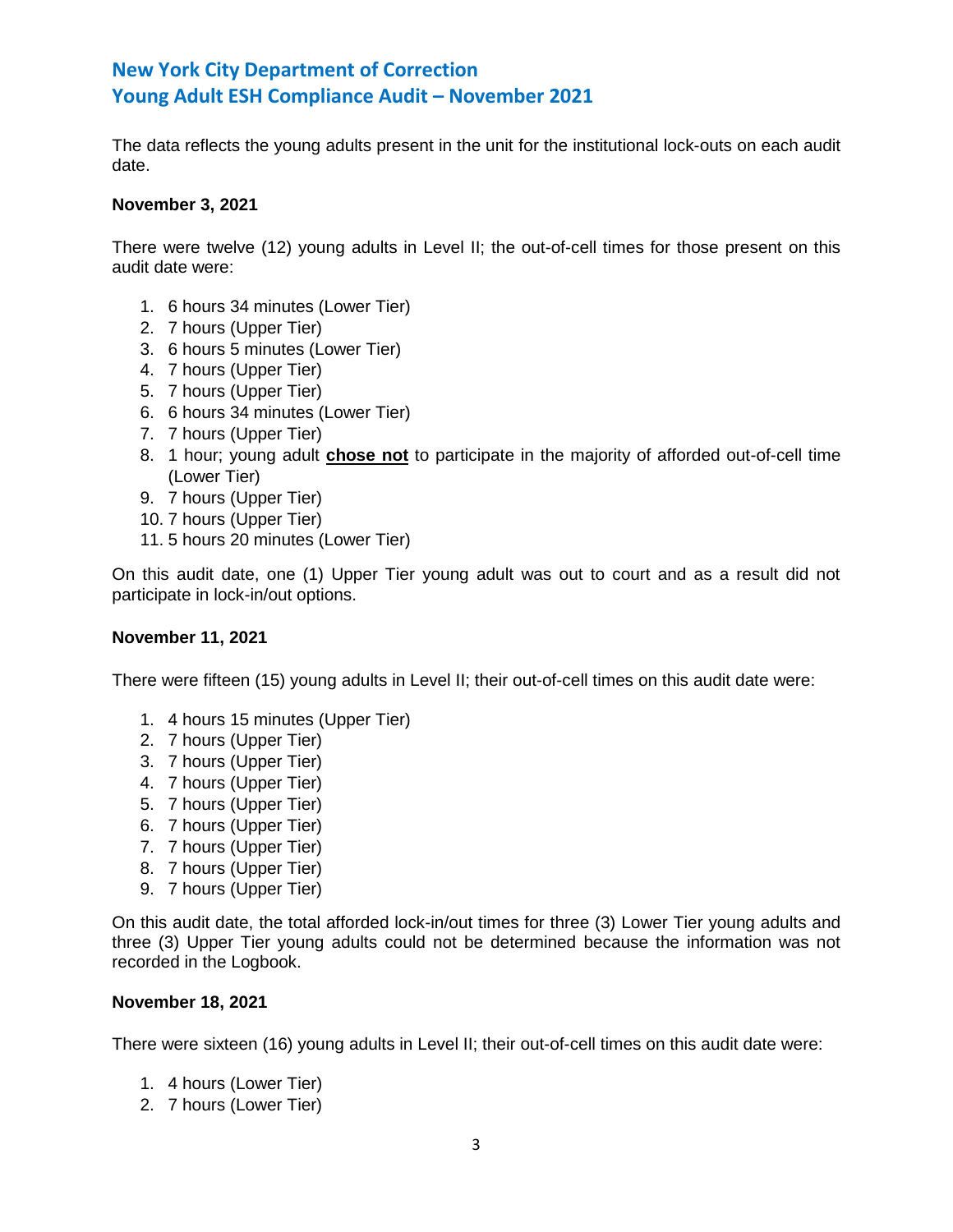The data reflects the young adults present in the unit for the institutional lock-outs on each audit date.

**November 3, 2021**

There were twelve (12) young adults in Level II; the out-of-cell times for those present on this audit date were:

1. 6 hours 34 minutes (Lower Tier)
2. 7 hours (Upper Tier)
3. 6 hours 5 minutes (Lower Tier)
4. 7 hours (Upper Tier)
5. 7 hours (Upper Tier)
6. 6 hours 34 minutes (Lower Tier)
7. 7 hours (Upper Tier)
8. 1 hour; young adult **chose not** to participate in the majority of afforded out-of-cell time (Lower Tier)
9. 7 hours (Upper Tier)
10. 7 hours (Upper Tier)
11. 5 hours 20 minutes (Lower Tier)

On this audit date, one (1) Upper Tier young adult was out to court and as a result did not participate in lock-in/out options.

**November 11, 2021**

There were fifteen (15) young adults in Level II; their out-of-cell times on this audit date were:

1. 4 hours 15 minutes (Upper Tier)
2. 7 hours (Upper Tier)
3. 7 hours (Upper Tier)
4. 7 hours (Upper Tier)
5. 7 hours (Upper Tier)
6. 7 hours (Upper Tier)
7. 7 hours (Upper Tier)
8. 7 hours (Upper Tier)
9. 7 hours (Upper Tier)

On this audit date, the total afforded lock-in/out times for three (3) Lower Tier young adults and three (3) Upper Tier young adults could not be determined because the information was not recorded in the Logbook.

**November 18, 2021**

There were sixteen (16) young adults in Level II; their out-of-cell times on this audit date were:

1. 4 hours (Lower Tier)
2. 7 hours (Lower Tier)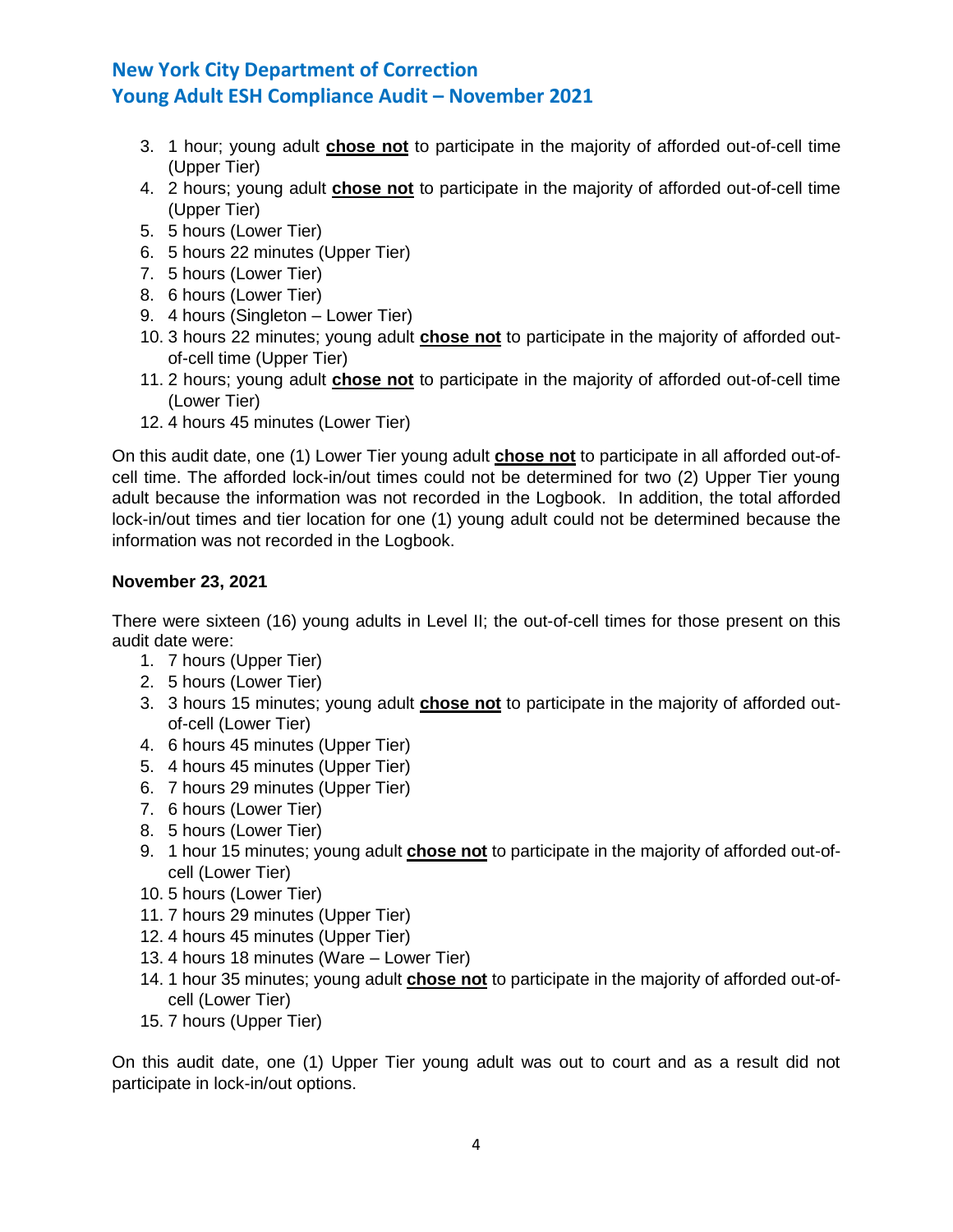3. 1 hour; young adult **chose not** to participate in the majority of afforded out-of-cell time (Upper Tier)
4. 2 hours; young adult **chose not** to participate in the majority of afforded out-of-cell time (Upper Tier)
5. 5 hours (Lower Tier)
6. 5 hours 22 minutes (Upper Tier)
7. 5 hours (Lower Tier)
8. 6 hours (Lower Tier)
9. 4 hours (Singleton – Lower Tier)
10. 3 hours 22 minutes; young adult **chose not** to participate in the majority of afforded out-of-cell time (Upper Tier)
11. 2 hours; young adult **chose not** to participate in the majority of afforded out-of-cell time (Lower Tier)
12. 4 hours 45 minutes (Lower Tier)

On this audit date, one (1) Lower Tier young adult **chose not** to participate in all afforded out-of-cell time. The afforded lock-in/out times could not be determined for two (2) Upper Tier young adult because the information was not recorded in the Logbook. In addition, the total afforded lock-in/out times and tier location for one (1) young adult could not be determined because the information was not recorded in the Logbook.

**November 23, 2021**

There were sixteen (16) young adults in Level II; the out-of-cell times for those present on this audit date were:

1. 7 hours (Upper Tier)
2. 5 hours (Lower Tier)
3. 3 hours 15 minutes; young adult **chose not** to participate in the majority of afforded out-of-cell (Lower Tier)
4. 6 hours 45 minutes (Upper Tier)
5. 4 hours 45 minutes (Upper Tier)
6. 7 hours 29 minutes (Upper Tier)
7. 6 hours (Lower Tier)
8. 5 hours (Lower Tier)
9. 1 hour 15 minutes; young adult **chose not** to participate in the majority of afforded out-of-cell (Lower Tier)
10. 5 hours (Lower Tier)
11. 7 hours 29 minutes (Upper Tier)
12. 4 hours 45 minutes (Upper Tier)
13. 4 hours 18 minutes (Ware – Lower Tier)
14. 1 hour 35 minutes; young adult **chose not** to participate in the majority of afforded out-of-cell (Lower Tier)
15. 7 hours (Upper Tier)

On this audit date, one (1) Upper Tier young adult was out to court and as a result did not participate in lock-in/out options.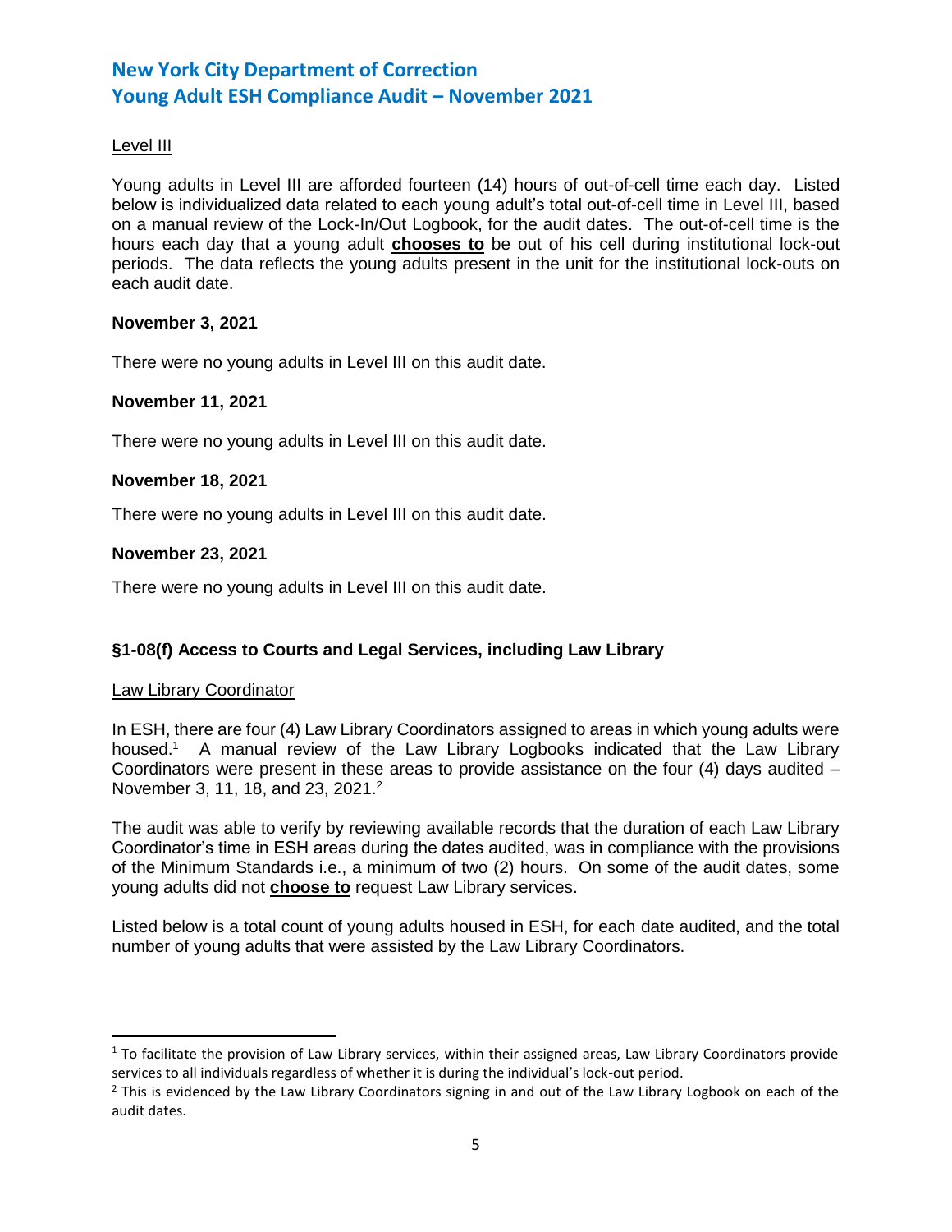Level III

Young adults in Level III are afforded fourteen (14) hours of out-of-cell time each day. Listed below is individualized data related to each young adult's total out-of-cell time in Level III, based on a manual review of the Lock-In/Out Logbook, for the audit dates. The out-of-cell time is the hours each day that a young adult **chooses to** be out of his cell during institutional lock-out periods. The data reflects the young adults present in the unit for the institutional lock-outs on each audit date.

**November 3, 2021**

There were no young adults in Level III on this audit date.

**November 11, 2021**

There were no young adults in Level III on this audit date.

**November 18, 2021**

There were no young adults in Level III on this audit date.

**November 23, 2021**

There were no young adults in Level III on this audit date.

**§1-08(f) Access to Courts and Legal Services, including Law Library**

Law Library Coordinator

In ESH, there are four (4) Law Library Coordinators assigned to areas in which young adults were housed.[1] A manual review of the Law Library Logbooks indicated that the Law Library Coordinators were present in these areas to provide assistance on the four (4) days audited – November 3, 11, 18, and 23, 2021.[2]

The audit was able to verify by reviewing available records that the duration of each Law Library Coordinator's time in ESH areas during the dates audited, was in compliance with the provisions of the Minimum Standards i.e., a minimum of two (2) hours. On some of the audit dates, some young adults did not **choose to** request Law Library services.

Listed below is a total count of young adults housed in ESH, for each date audited, and the total number of young adults that were assisted by the Law Library Coordinators.

---

[1] To facilitate the provision of Law Library services, within their assigned areas, Law Library Coordinators provide services to all individuals regardless of whether it is during the individual's lock-out period.

[2] This is evidenced by the Law Library Coordinators signing in and out of the Law Library Logbook on each of the audit dates.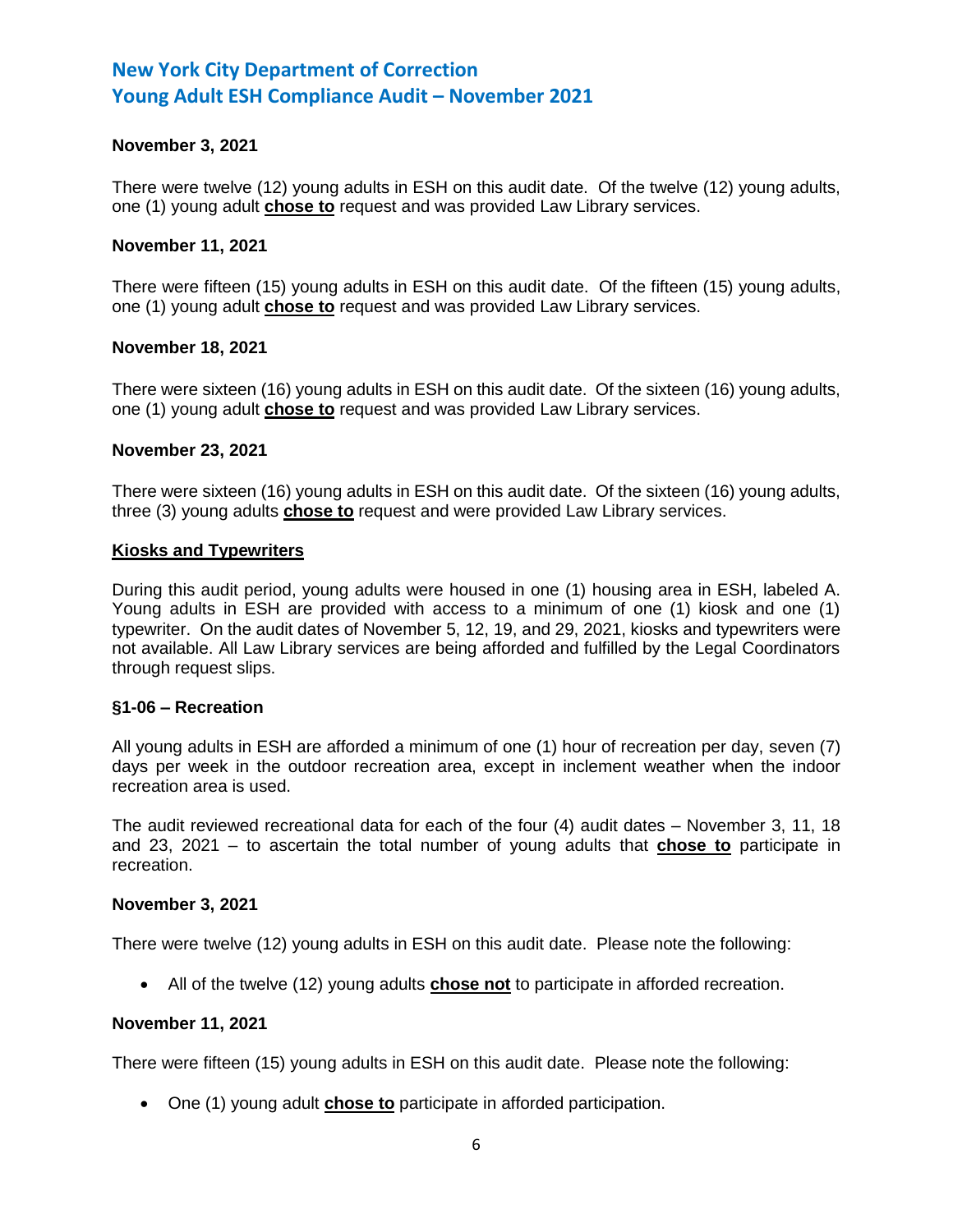**November 3, 2021**

There were twelve (12) young adults in ESH on this audit date. Of the twelve (12) young adults, one (1) young adult **chose to** request and was provided Law Library services.

**November 11, 2021**

There were fifteen (15) young adults in ESH on this audit date. Of the fifteen (15) young adults, one (1) young adult **chose to** request and was provided Law Library services.

**November 18, 2021**

There were sixteen (16) young adults in ESH on this audit date. Of the sixteen (16) young adults, one (1) young adult **chose to** request and was provided Law Library services.

**November 23, 2021**

There were sixteen (16) young adults in ESH on this audit date. Of the sixteen (16) young adults, three (3) young adults **chose to** request and were provided Law Library services.

**Kiosks and Typewriters**

During this audit period, young adults were housed in one (1) housing area in ESH, labeled A. Young adults in ESH are provided with access to a minimum of one (1) kiosk and one (1) typewriter. On the audit dates of November 5, 12, 19, and 29, 2021, kiosks and typewriters were not available. All Law Library services are being afforded and fulfilled by the Legal Coordinators through request slips.

**§1-06 – Recreation**

All young adults in ESH are afforded a minimum of one (1) hour of recreation per day, seven (7) days per week in the outdoor recreation area, except in inclement weather when the indoor recreation area is used.

The audit reviewed recreational data for each of the four (4) audit dates – November 3, 11, 18 and 23, 2021 – to ascertain the total number of young adults that **chose to** participate in recreation.

**November 3, 2021**

There were twelve (12) young adults in ESH on this audit date. Please note the following:

- All of the twelve (12) young adults **chose not** to participate in afforded recreation.

**November 11, 2021**

There were fifteen (15) young adults in ESH on this audit date. Please note the following:

- One (1) young adult **chose to** participate in afforded participation.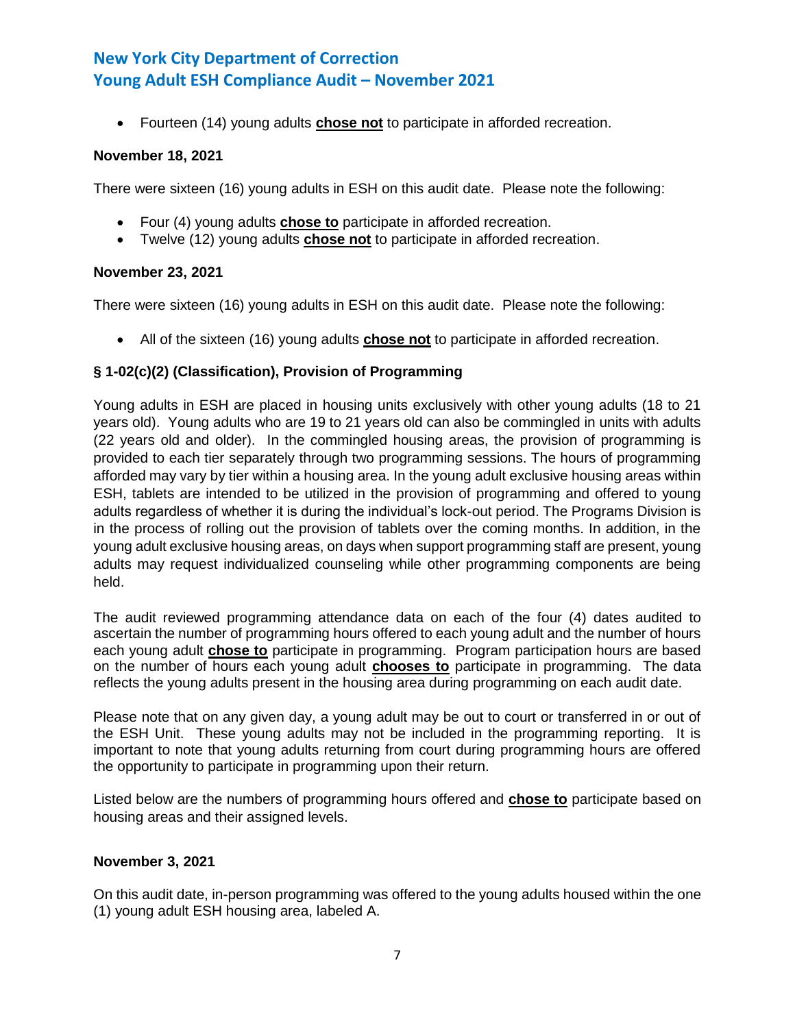- Fourteen (14) young adults **chose not** to participate in afforded recreation.

**November 18, 2021**

There were sixteen (16) young adults in ESH on this audit date. Please note the following:

- Four (4) young adults **chose to** participate in afforded recreation.
- Twelve (12) young adults **chose not** to participate in afforded recreation.

**November 23, 2021**

There were sixteen (16) young adults in ESH on this audit date. Please note the following:

- All of the sixteen (16) young adults **chose not** to participate in afforded recreation.

### § 1-02(c)(2) (Classification), Provision of Programming

Young adults in ESH are placed in housing units exclusively with other young adults (18 to 21 years old). Young adults who are 19 to 21 years old can also be commingled in units with adults (22 years old and older). In the commingled housing areas, the provision of programming is provided to each tier separately through two programming sessions. The hours of programming afforded may vary by tier within a housing area. In the young adult exclusive housing areas within ESH, tablets are intended to be utilized in the provision of programming and offered to young adults regardless of whether it is during the individual's lock-out period. The Programs Division is in the process of rolling out the provision of tablets over the coming months. In addition, in the young adult exclusive housing areas, on days when support programming staff are present, young adults may request individualized counseling while other programming components are being held.

The audit reviewed programming attendance data on each of the four (4) dates audited to ascertain the number of programming hours offered to each young adult and the number of hours each young adult **chose to** participate in programming. Program participation hours are based on the number of hours each young adult **chooses to** participate in programming. The data reflects the young adults present in the housing area during programming on each audit date.

Please note that on any given day, a young adult may be out to court or transferred in or out of the ESH Unit. These young adults may not be included in the programming reporting. It is important to note that young adults returning from court during programming hours are offered the opportunity to participate in programming upon their return.

Listed below are the numbers of programming hours offered and **chose to** participate based on housing areas and their assigned levels.

**November 3, 2021**

On this audit date, in-person programming was offered to the young adults housed within the one (1) young adult ESH housing area, labeled A.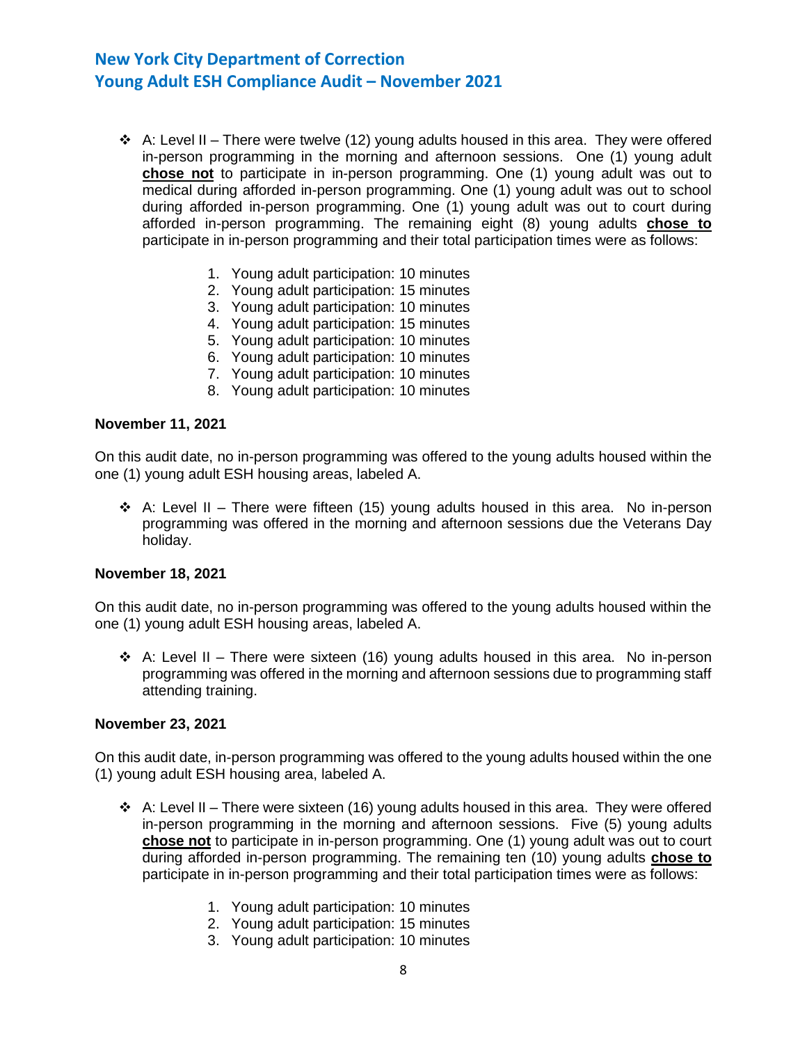- A: Level II – There were twelve (12) young adults housed in this area. They were offered in-person programming in the morning and afternoon sessions. One (1) young adult **chose not** to participate in in-person programming. One (1) young adult was out to medical during afforded in-person programming. One (1) young adult was out to school during afforded in-person programming. One (1) young adult was out to court during afforded in-person programming. The remaining eight (8) young adults **chose to** participate in in-person programming and their total participation times were as follows:

    1. Young adult participation: 10 minutes
    2. Young adult participation: 15 minutes
    3. Young adult participation: 10 minutes
    4. Young adult participation: 15 minutes
    5. Young adult participation: 10 minutes
    6. Young adult participation: 10 minutes
    7. Young adult participation: 10 minutes
    8. Young adult participation: 10 minutes

**November 11, 2021**

On this audit date, no in-person programming was offered to the young adults housed within the one (1) young adult ESH housing areas, labeled A.

- A: Level II – There were fifteen (15) young adults housed in this area. No in-person programming was offered in the morning and afternoon sessions due the Veterans Day holiday.

**November 18, 2021**

On this audit date, no in-person programming was offered to the young adults housed within the one (1) young adult ESH housing areas, labeled A.

- A: Level II – There were sixteen (16) young adults housed in this area. No in-person programming was offered in the morning and afternoon sessions due to programming staff attending training.

**November 23, 2021**

On this audit date, in-person programming was offered to the young adults housed within the one (1) young adult ESH housing area, labeled A.

- A: Level II – There were sixteen (16) young adults housed in this area. They were offered in-person programming in the morning and afternoon sessions. Five (5) young adults **chose not** to participate in in-person programming. One (1) young adult was out to court during afforded in-person programming. The remaining ten (10) young adults **chose to** participate in in-person programming and their total participation times were as follows:

    1. Young adult participation: 10 minutes
    2. Young adult participation: 15 minutes
    3. Young adult participation: 10 minutes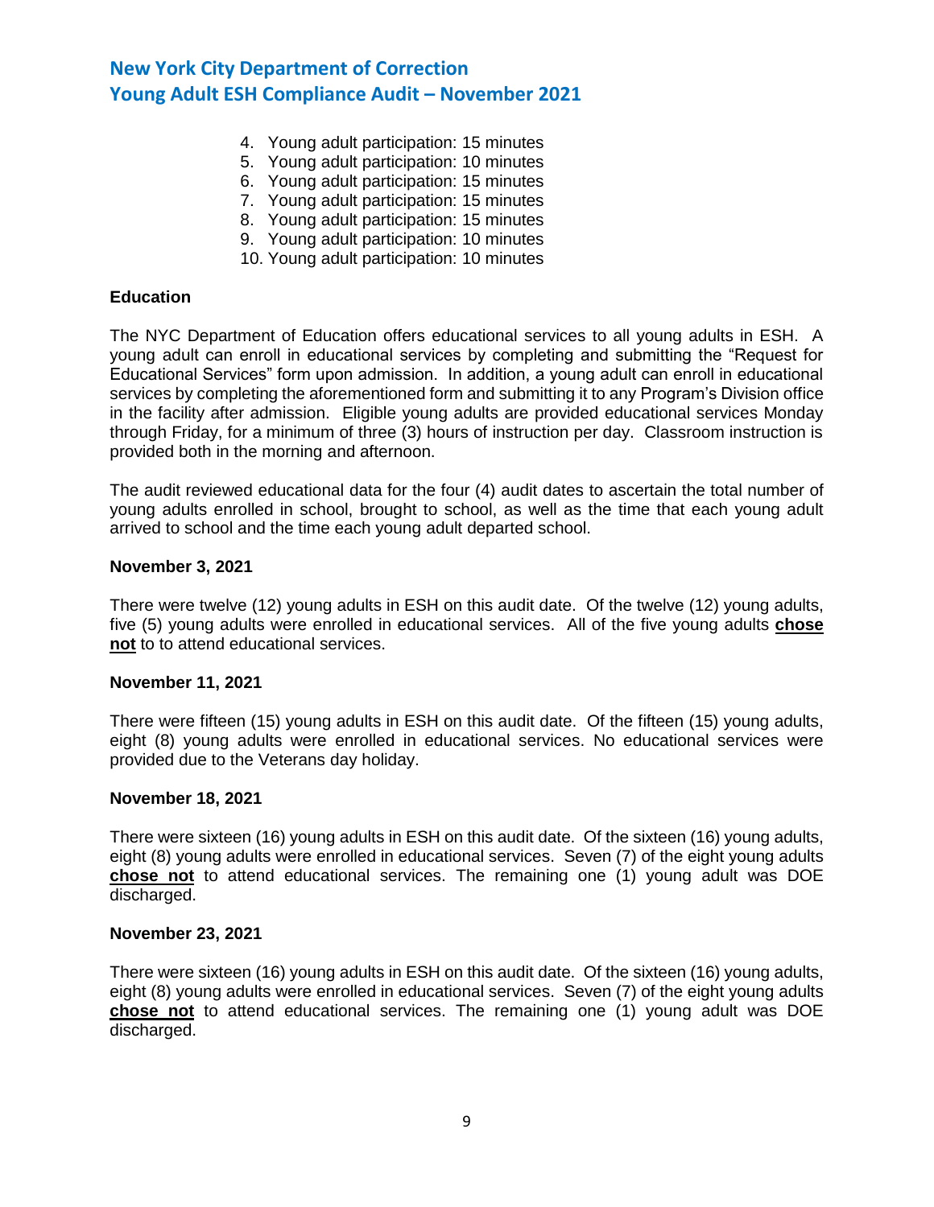4. Young adult participation: 15 minutes
5. Young adult participation: 10 minutes
6. Young adult participation: 15 minutes
7. Young adult participation: 15 minutes
8. Young adult participation: 15 minutes
9. Young adult participation: 10 minutes
10. Young adult participation: 10 minutes

**Education**

The NYC Department of Education offers educational services to all young adults in ESH. A young adult can enroll in educational services by completing and submitting the "Request for Educational Services" form upon admission. In addition, a young adult can enroll in educational services by completing the aforementioned form and submitting it to any Program's Division office in the facility after admission. Eligible young adults are provided educational services Monday through Friday, for a minimum of three (3) hours of instruction per day. Classroom instruction is provided both in the morning and afternoon.

The audit reviewed educational data for the four (4) audit dates to ascertain the total number of young adults enrolled in school, brought to school, as well as the time that each young adult arrived to school and the time each young adult departed school.

**November 3, 2021**

There were twelve (12) young adults in ESH on this audit date. Of the twelve (12) young adults, five (5) young adults were enrolled in educational services. All of the five young adults **chose not** to to attend educational services.

**November 11, 2021**

There were fifteen (15) young adults in ESH on this audit date. Of the fifteen (15) young adults, eight (8) young adults were enrolled in educational services. No educational services were provided due to the Veterans day holiday.

**November 18, 2021**

There were sixteen (16) young adults in ESH on this audit date. Of the sixteen (16) young adults, eight (8) young adults were enrolled in educational services. Seven (7) of the eight young adults **chose not** to attend educational services. The remaining one (1) young adult was DOE discharged.

**November 23, 2021**

There were sixteen (16) young adults in ESH on this audit date. Of the sixteen (16) young adults, eight (8) young adults were enrolled in educational services. Seven (7) of the eight young adults **chose not** to attend educational services. The remaining one (1) young adult was DOE discharged.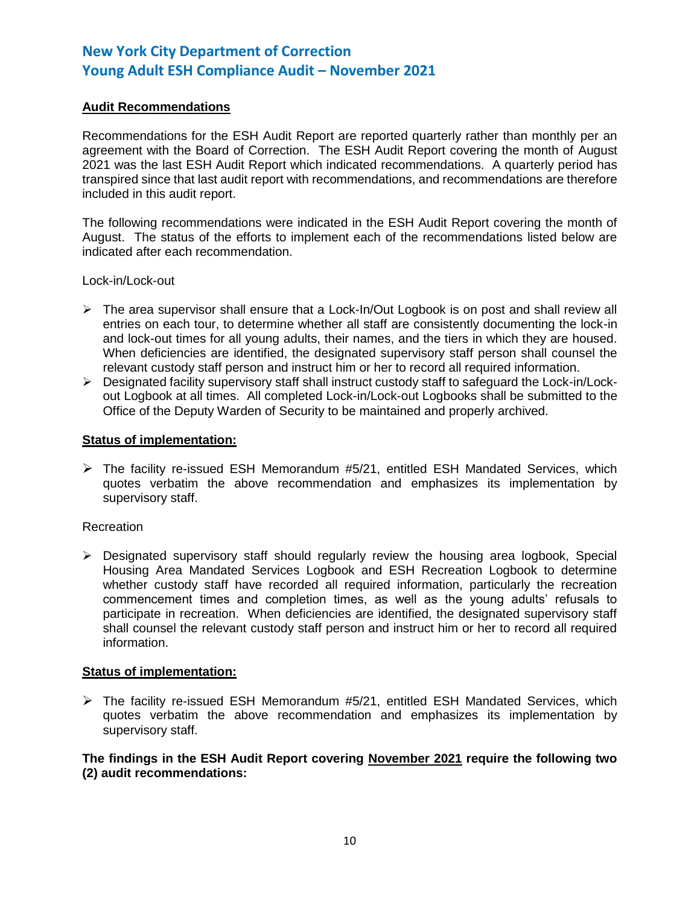**Audit Recommendations**

Recommendations for the ESH Audit Report are reported quarterly rather than monthly per an agreement with the Board of Correction. The ESH Audit Report covering the month of August 2021 was the last ESH Audit Report which indicated recommendations. A quarterly period has transpired since that last audit report with recommendations, and recommendations are therefore included in this audit report.

The following recommendations were indicated in the ESH Audit Report covering the month of August. The status of the efforts to implement each of the recommendations listed below are indicated after each recommendation.

Lock-in/Lock-out

- The area supervisor shall ensure that a Lock-In/Out Logbook is on post and shall review all entries on each tour, to determine whether all staff are consistently documenting the lock-in and lock-out times for all young adults, their names, and the tiers in which they are housed. When deficiencies are identified, the designated supervisory staff person shall counsel the relevant custody staff person and instruct him or her to record all required information.
- Designated facility supervisory staff shall instruct custody staff to safeguard the Lock-in/Lock-out Logbook at all times. All completed Lock-in/Lock-out Logbooks shall be submitted to the Office of the Deputy Warden of Security to be maintained and properly archived.

**Status of implementation:**

- The facility re-issued ESH Memorandum #5/21, entitled ESH Mandated Services, which quotes verbatim the above recommendation and emphasizes its implementation by supervisory staff.

Recreation

- Designated supervisory staff should regularly review the housing area logbook, Special Housing Area Mandated Services Logbook and ESH Recreation Logbook to determine whether custody staff have recorded all required information, particularly the recreation commencement times and completion times, as well as the young adults' refusals to participate in recreation. When deficiencies are identified, the designated supervisory staff shall counsel the relevant custody staff person and instruct him or her to record all required information.

**Status of implementation:**

- The facility re-issued ESH Memorandum #5/21, entitled ESH Mandated Services, which quotes verbatim the above recommendation and emphasizes its implementation by supervisory staff.

**The findings in the ESH Audit Report covering November 2021 require the following two (2) audit recommendations:**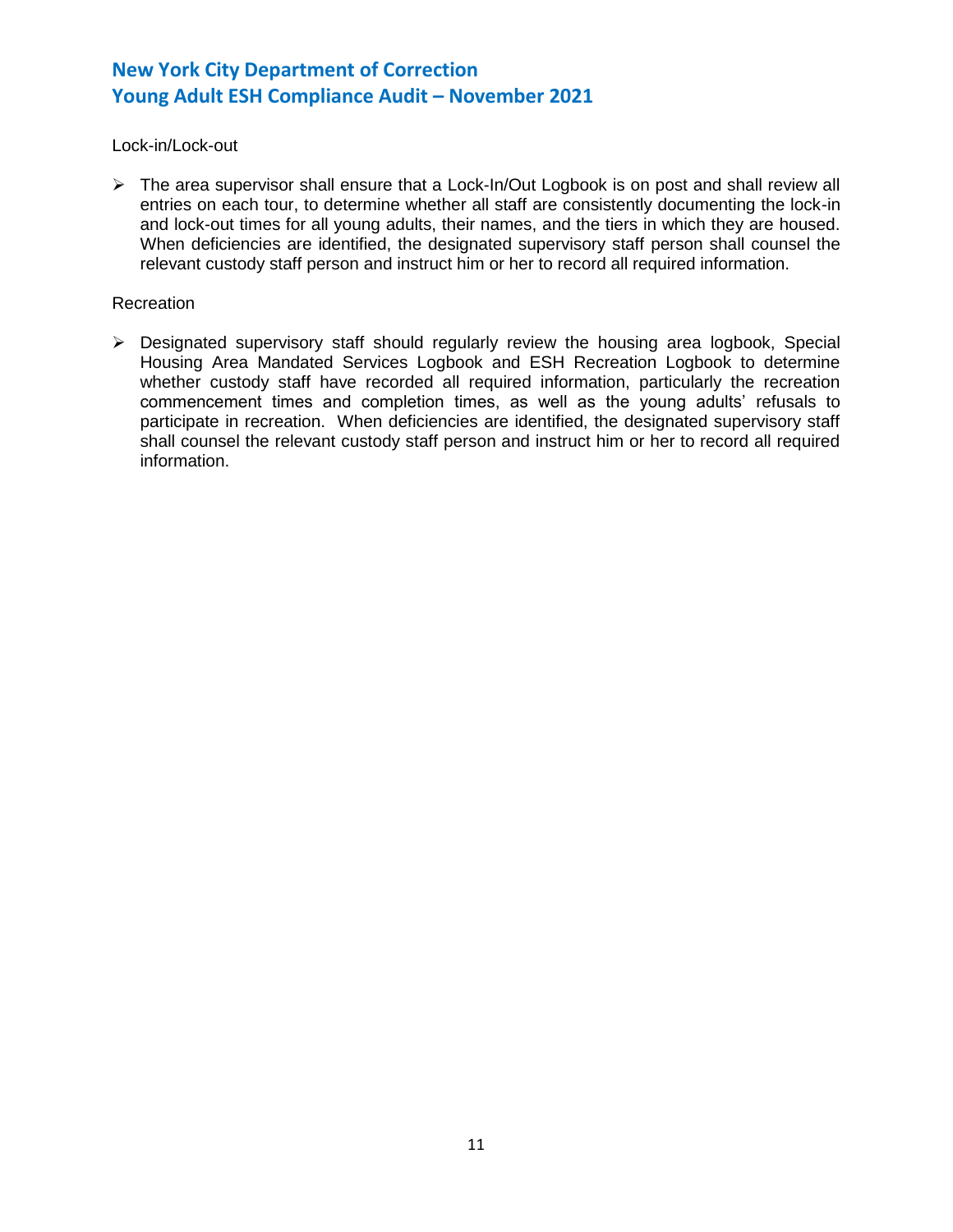Lock-in/Lock-out

- The area supervisor shall ensure that a Lock-In/Out Logbook is on post and shall review all entries on each tour, to determine whether all staff are consistently documenting the lock-in and lock-out times for all young adults, their names, and the tiers in which they are housed. When deficiencies are identified, the designated supervisory staff person shall counsel the relevant custody staff person and instruct him or her to record all required information.

Recreation

- Designated supervisory staff should regularly review the housing area logbook, Special Housing Area Mandated Services Logbook and ESH Recreation Logbook to determine whether custody staff have recorded all required information, particularly the recreation commencement times and completion times, as well as the young adults' refusals to participate in recreation. When deficiencies are identified, the designated supervisory staff shall counsel the relevant custody staff person and instruct him or her to record all required information.